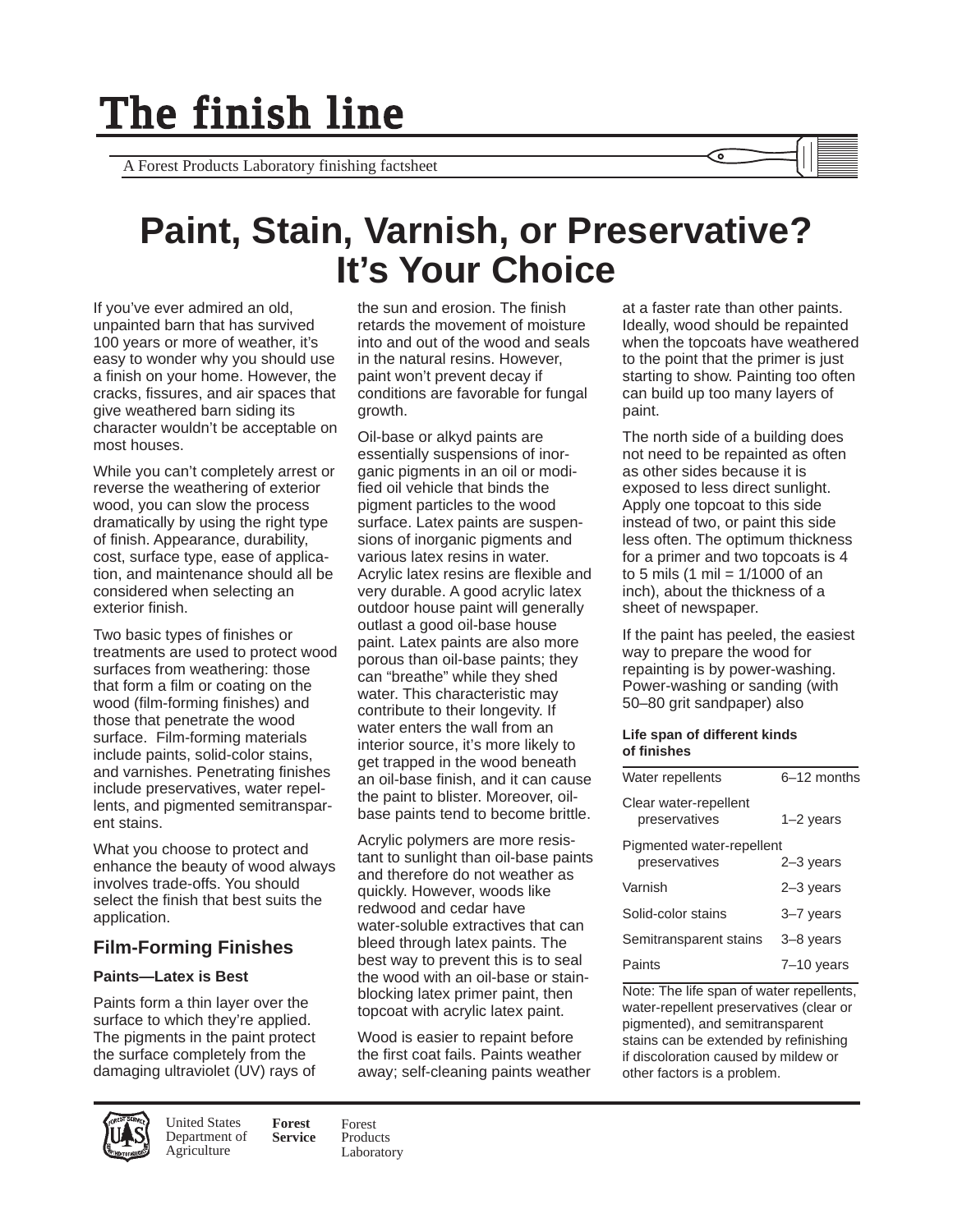# The finish line

A Forest Products Laboratory finishing factsheet

# Paint, Stain, Varnish, or Preservative? It's Your Choice

If you've ever admired an old, unpainted barn that has survived 100 years or more of weather, it's easy to wonder why you should use a finish on your home. However, the cracks, fissures, and air spaces that give weathered barn siding its character wouldn't be acceptable on most houses.

While you can't completely arrest or reverse the weathering of exterior wood, you can slow the process dramatically by using the right type of finish. Appearance, durability, cost, surface type, ease of application, and maintenance should all be considered when selecting an exterior finish.

Two basic types of finishes or treatments are used to protect wood surfaces from weathering: those that form a film or coating on the wood (film-forming finishes) and those that penetrate the wood surface. Film-forming materials include paints, solid-color stains, and varnishes. Penetrating finishes include preservatives, water repellents, and pigmented semitransparent stains.

What you choose to protect and enhance the beauty of wood always involves trade-offs. You should select the finish that best suits the application.

## Film-Forming Finishes

### Paints—Latex is Best

Paints form a thin layer over the surface to which they're applied. The pigments in the paint protect the surface completely from the damaging ultraviolet (UV) rays of the sun and erosion. The finish retards the movement of moisture into and out of the wood and seals in the natural resins. However, paint won't prevent decay if conditions are favorable for fungal growth.

Oil-base or alkyd paints are essentially suspensions of inorganic pigments in an oil or modified oil vehicle that binds the pigment particles to the wood surface. Latex paints are suspensions of inorganic pigments and various latex resins in water. Acrylic latex resins are flexible and very durable. A good acrylic latex outdoor house paint will generally outlast a good oil-base house paint. Latex paints are also more porous than oil-base paints; they can "breathe" while they shed water. This characteristic may contribute to their longevity. If water enters the wall from an interior source, it's more likely to get trapped in the wood beneath an oil-base finish, and it can cause the paint to blister. Moreover, oil-base paints tend to become brittle.

Acrylic polymers are more resistant to sunlight than oil-base paints and therefore do not weather as quickly. However, woods like redwood and cedar have water-soluble extractives that can bleed through latex paints. The best way to prevent this is to seal the wood with an oil-base or stain-blocking latex primer paint, then topcoat with acrylic latex paint.

Wood is easier to repaint before the first coat fails. Paints weather away; self-cleaning paints weather at a faster rate than other paints. Ideally, wood should be repainted when the topcoats have weathered to the point that the primer is just starting to show. Painting too often can build up too many layers of paint.

The north side of a building does not need to be repainted as often as other sides because it is exposed to less direct sunlight. Apply one topcoat to this side instead of two, or paint this side less often. The optimum thickness for a primer and two topcoats is 4 to 5 mils (1 mil = 1/1000 of an inch), about the thickness of a sheet of newspaper.

If the paint has peeled, the easiest way to prepare the wood for repainting is by power-washing. Power-washing or sanding (with 50–80 grit sandpaper) also

**Life span of different kinds of finishes**

| | |
|---|---|
| Water repellents | 6–12 months |
| Clear water-repellent preservatives | 1–2 years |
| Pigmented water-repellent preservatives | 2–3 years |
| Varnish | 2–3 years |
| Solid-color stains | 3–7 years |
| Semitransparent stains | 3–8 years |
| Paints | 7–10 years |

Note: The life span of water repellents, water-repellent preservatives (clear or pigmented), and semitransparent stains can be extended by refinishing if discoloration caused by mildew or other factors is a problem.

United States Department of Agriculture | **Forest Service** | Forest Products Laboratory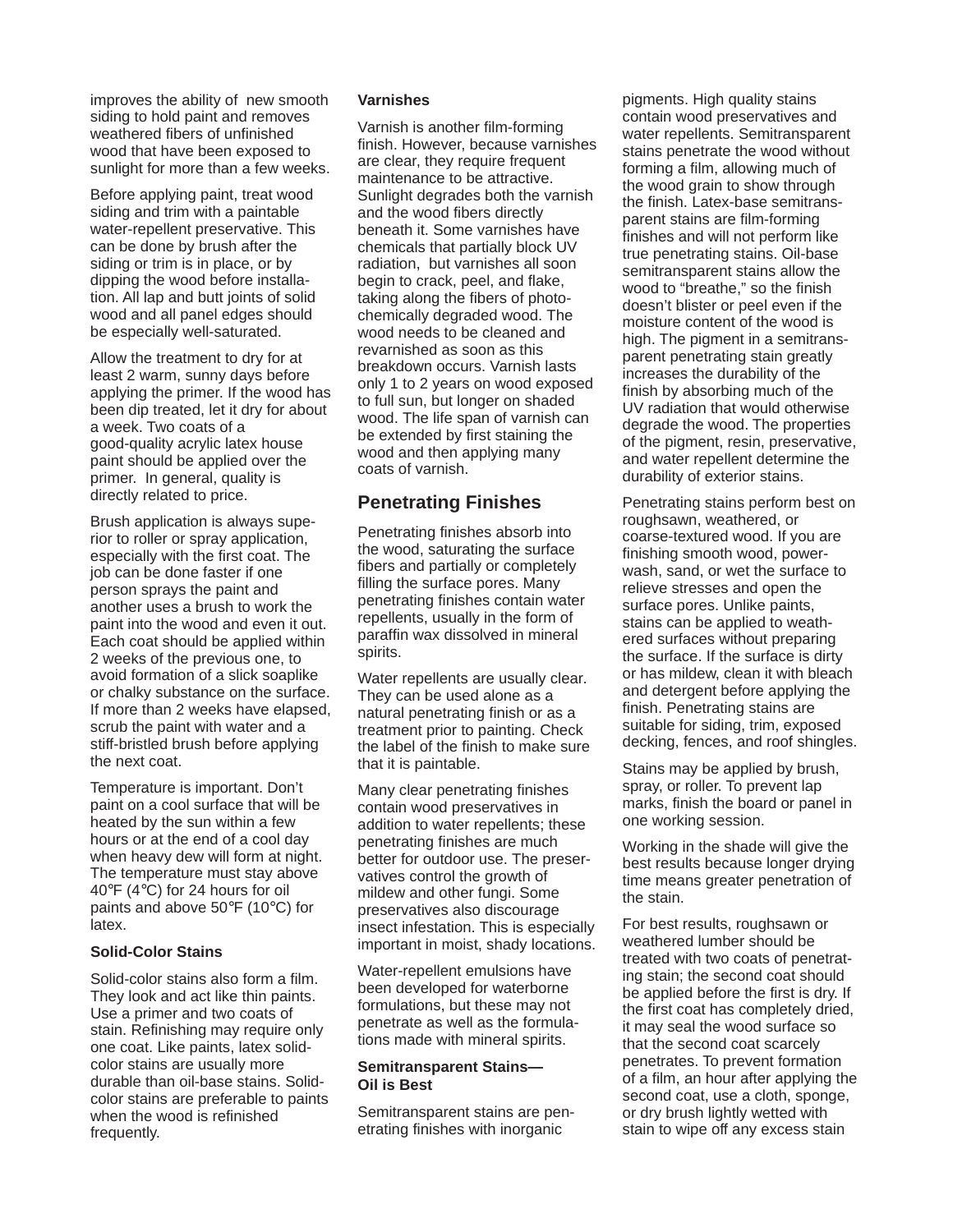improves the ability of new smooth siding to hold paint and removes weathered fibers of unfinished wood that have been exposed to sunlight for more than a few weeks.

Before applying paint, treat wood siding and trim with a paintable water-repellent preservative. This can be done by brush after the siding or trim is in place, or by dipping the wood before installation. All lap and butt joints of solid wood and all panel edges should be especially well-saturated.

Allow the treatment to dry for at least 2 warm, sunny days before applying the primer. If the wood has been dip treated, let it dry for about a week. Two coats of a good-quality acrylic latex house paint should be applied over the primer. In general, quality is directly related to price.

Brush application is always superior to roller or spray application, especially with the first coat. The job can be done faster if one person sprays the paint and another uses a brush to work the paint into the wood and even it out. Each coat should be applied within 2 weeks of the previous one, to avoid formation of a slick soaplike or chalky substance on the surface. If more than 2 weeks have elapsed, scrub the paint with water and a stiff-bristled brush before applying the next coat.

Temperature is important. Don't paint on a cool surface that will be heated by the sun within a few hours or at the end of a cool day when heavy dew will form at night. The temperature must stay above 40°F (4°C) for 24 hours for oil paints and above 50°F (10°C) for latex.

### Solid-Color Stains

Solid-color stains also form a film. They look and act like thin paints. Use a primer and two coats of stain. Refinishing may require only one coat. Like paints, latex solid-color stains are usually more durable than oil-base stains. Solid-color stains are preferable to paints when the wood is refinished frequently.

### Varnishes

Varnish is another film-forming finish. However, because varnishes are clear, they require frequent maintenance to be attractive. Sunlight degrades both the varnish and the wood fibers directly beneath it. Some varnishes have chemicals that partially block UV radiation, but varnishes all soon begin to crack, peel, and flake, taking along the fibers of photochemically degraded wood. The wood needs to be cleaned and revarnished as soon as this breakdown occurs. Varnish lasts only 1 to 2 years on wood exposed to full sun, but longer on shaded wood. The life span of varnish can be extended by first staining the wood and then applying many coats of varnish.

## Penetrating Finishes

Penetrating finishes absorb into the wood, saturating the surface fibers and partially or completely filling the surface pores. Many penetrating finishes contain water repellents, usually in the form of paraffin wax dissolved in mineral spirits.

Water repellents are usually clear. They can be used alone as a natural penetrating finish or as a treatment prior to painting. Check the label of the finish to make sure that it is paintable.

Many clear penetrating finishes contain wood preservatives in addition to water repellents; these penetrating finishes are much better for outdoor use. The preservatives control the growth of mildew and other fungi. Some preservatives also discourage insect infestation. This is especially important in moist, shady locations.

Water-repellent emulsions have been developed for waterborne formulations, but these may not penetrate as well as the formulations made with mineral spirits.

### Semitransparent Stains—Oil is Best

Semitransparent stains are penetrating finishes with inorganic pigments. High quality stains contain wood preservatives and water repellents. Semitransparent stains penetrate the wood without forming a film, allowing much of the wood grain to show through the finish. Latex-base semitransparent stains are film-forming finishes and will not perform like true penetrating stains. Oil-base semitransparent stains allow the wood to "breathe," so the finish doesn't blister or peel even if the moisture content of the wood is high. The pigment in a semitransparent penetrating stain greatly increases the durability of the finish by absorbing much of the UV radiation that would otherwise degrade the wood. The properties of the pigment, resin, preservative, and water repellent determine the durability of exterior stains.

Penetrating stains perform best on roughsawn, weathered, or coarse-textured wood. If you are finishing smooth wood, powerwash, sand, or wet the surface to relieve stresses and open the surface pores. Unlike paints, stains can be applied to weathered surfaces without preparing the surface. If the surface is dirty or has mildew, clean it with bleach and detergent before applying the finish. Penetrating stains are suitable for siding, trim, exposed decking, fences, and roof shingles.

Stains may be applied by brush, spray, or roller. To prevent lap marks, finish the board or panel in one working session.

Working in the shade will give the best results because longer drying time means greater penetration of the stain.

For best results, roughsawn or weathered lumber should be treated with two coats of penetrating stain; the second coat should be applied before the first is dry. If the first coat has completely dried, it may seal the wood surface so that the second coat scarcely penetrates. To prevent formation of a film, an hour after applying the second coat, use a cloth, sponge, or dry brush lightly wetted with stain to wipe off any excess stain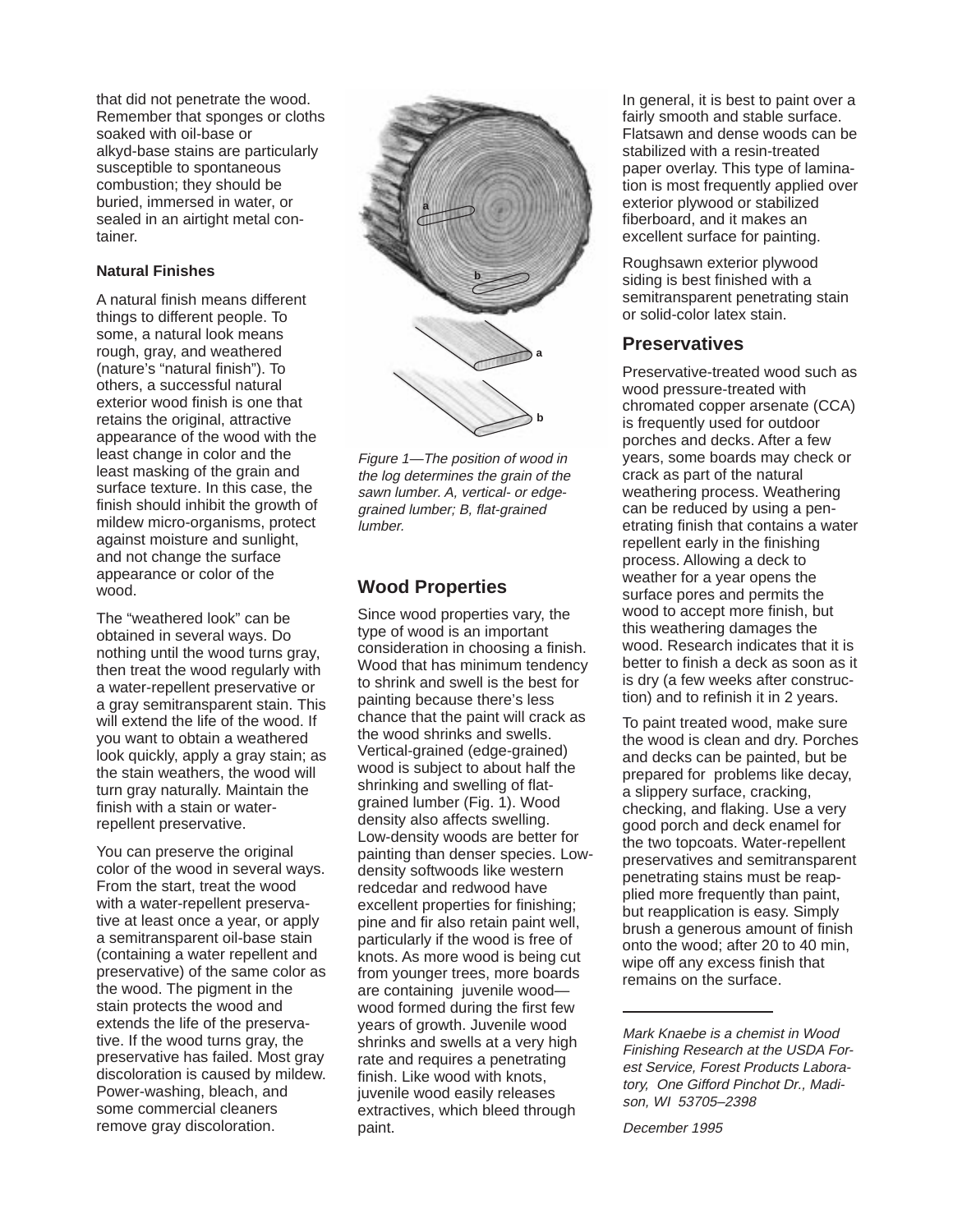that did not penetrate the wood. Remember that sponges or cloths soaked with oil-base or alkyd-base stains are particularly susceptible to spontaneous combustion; they should be buried, immersed in water, or sealed in an airtight metal container.

### Natural Finishes

A natural finish means different things to different people. To some, a natural look means rough, gray, and weathered (nature's "natural finish"). To others, a successful natural exterior wood finish is one that retains the original, attractive appearance of the wood with the least change in color and the least masking of the grain and surface texture. In this case, the finish should inhibit the growth of mildew micro-organisms, protect against moisture and sunlight, and not change the surface appearance or color of the wood.

The "weathered look" can be obtained in several ways. Do nothing until the wood turns gray, then treat the wood regularly with a water-repellent preservative or a gray semitransparent stain. This will extend the life of the wood. If you want to obtain a weathered look quickly, apply a gray stain; as the stain weathers, the wood will turn gray naturally. Maintain the finish with a stain or water-repellent preservative.

You can preserve the original color of the wood in several ways. From the start, treat the wood with a water-repellent preservative at least once a year, or apply a semitransparent oil-base stain (containing a water repellent and preservative) of the same color as the wood. The pigment in the stain protects the wood and extends the life of the preservative. If the wood turns gray, the preservative has failed. Most gray discoloration is caused by mildew. Power-washing, bleach, and some commercial cleaners remove gray discoloration.

a

b

a

b

*Figure 1—The position of wood in the log determines the grain of the sawn lumber. A, vertical- or edge-grained lumber; B, flat-grained lumber.*

## Wood Properties

Since wood properties vary, the type of wood is an important consideration in choosing a finish. Wood that has minimum tendency to shrink and swell is the best for painting because there's less chance that the paint will crack as the wood shrinks and swells. Vertical-grained (edge-grained) wood is subject to about half the shrinking and swelling of flat-grained lumber (Fig. 1). Wood density also affects swelling. Low-density woods are better for painting than denser species. Low-density softwoods like western redcedar and redwood have excellent properties for finishing; pine and fir also retain paint well, particularly if the wood is free of knots. As more wood is being cut from younger trees, more boards are containing juvenile wood—wood formed during the first few years of growth. Juvenile wood shrinks and swells at a very high rate and requires a penetrating finish. Like wood with knots, juvenile wood easily releases extractives, which bleed through paint.

In general, it is best to paint over a fairly smooth and stable surface. Flatsawn and dense woods can be stabilized with a resin-treated paper overlay. This type of lamination is most frequently applied over exterior plywood or stabilized fiberboard, and it makes an excellent surface for painting.

Roughsawn exterior plywood siding is best finished with a semitransparent penetrating stain or solid-color latex stain.

## Preservatives

Preservative-treated wood such as wood pressure-treated with chromated copper arsenate (CCA) is frequently used for outdoor porches and decks. After a few years, some boards may check or crack as part of the natural weathering process. Weathering can be reduced by using a penetrating finish that contains a water repellent early in the finishing process. Allowing a deck to weather for a year opens the surface pores and permits the wood to accept more finish, but this weathering damages the wood. Research indicates that it is better to finish a deck as soon as it is dry (a few weeks after construction) and to refinish it in 2 years.

To paint treated wood, make sure the wood is clean and dry. Porches and decks can be painted, but be prepared for problems like decay, a slippery surface, cracking, checking, and flaking. Use a very good porch and deck enamel for the two topcoats. Water-repellent preservatives and semitransparent penetrating stains must be reapplied more frequently than paint, but reapplication is easy. Simply brush a generous amount of finish onto the wood; after 20 to 40 min, wipe off any excess finish that remains on the surface.

---

*Mark Knaebe is a chemist in Wood Finishing Research at the USDA Forest Service, Forest Products Laboratory, One Gifford Pinchot Dr., Madison, WI 53705–2398*

*December 1995*